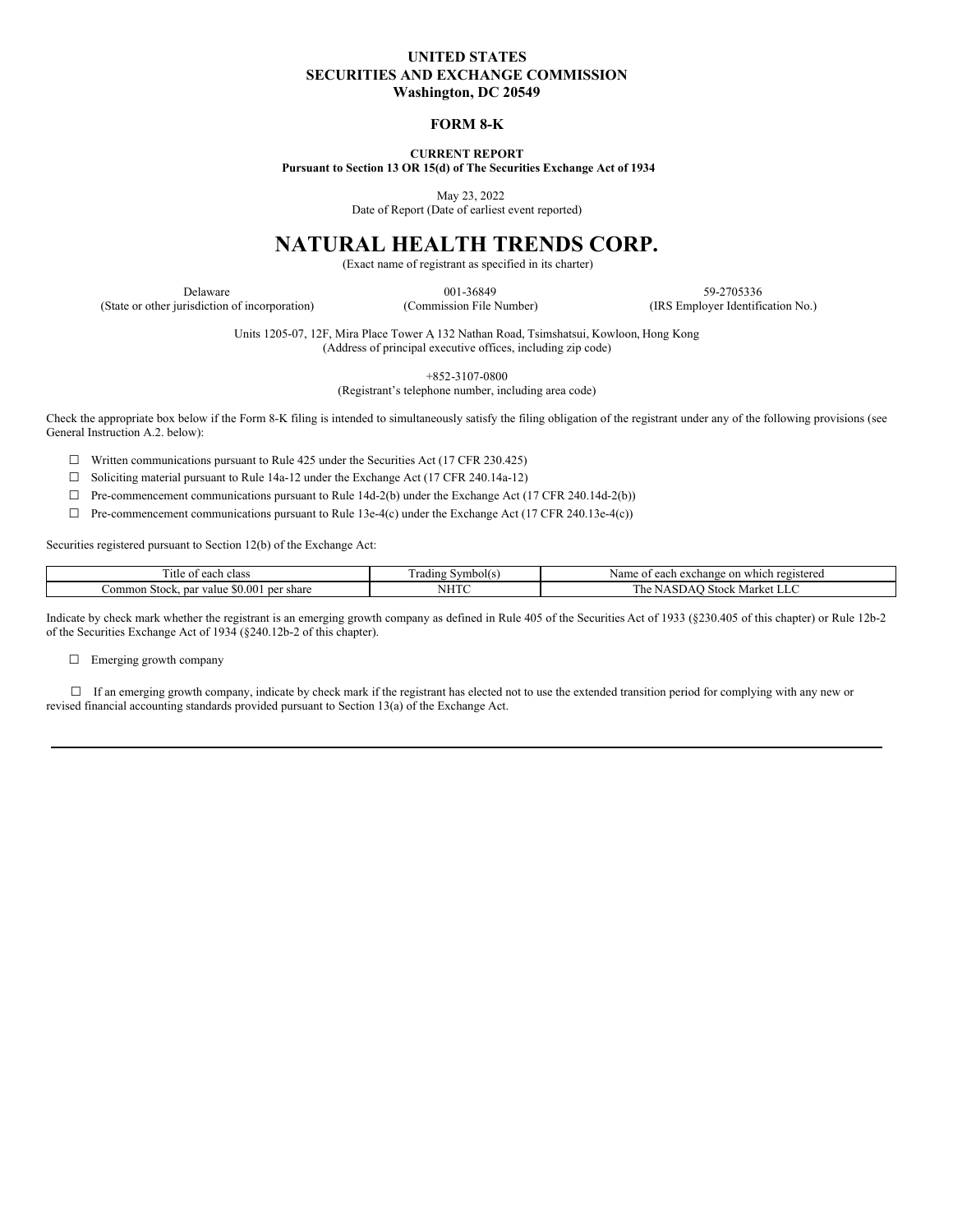**UNITED STATES**
**SECURITIES AND EXCHANGE COMMISSION**
**Washington, DC 20549**

**FORM 8-K**

**CURRENT REPORT**
**Pursuant to Section 13 OR 15(d) of The Securities Exchange Act of 1934**

May 23, 2022
Date of Report (Date of earliest event reported)

# NATURAL HEALTH TRENDS CORP.

(Exact name of registrant as specified in its charter)

| Delaware | 001-36849 | 59-2705336 |
|---|---|---|
| (State or other jurisdiction of incorporation) | (Commission File Number) | (IRS Employer Identification No.) |

Units 1205-07, 12F, Mira Place Tower A 132 Nathan Road, Tsimshatsui, Kowloon, Hong Kong
(Address of principal executive offices, including zip code)

+852-3107-0800
(Registrant's telephone number, including area code)

Check the appropriate box below if the Form 8-K filing is intended to simultaneously satisfy the filing obligation of the registrant under any of the following provisions (see General Instruction A.2. below):

☐ Written communications pursuant to Rule 425 under the Securities Act (17 CFR 230.425)

☐ Soliciting material pursuant to Rule 14a-12 under the Exchange Act (17 CFR 240.14a-12)

☐ Pre-commencement communications pursuant to Rule 14d-2(b) under the Exchange Act (17 CFR 240.14d-2(b))

☐ Pre-commencement communications pursuant to Rule 13e-4(c) under the Exchange Act (17 CFR 240.13e-4(c))

Securities registered pursuant to Section 12(b) of the Exchange Act:

| Title of each class | Trading Symbol(s) | Name of each exchange on which registered |
|---|---|---|
| Common Stock, par value $0.001 per share | NHTC | The NASDAQ Stock Market LLC |

Indicate by check mark whether the registrant is an emerging growth company as defined in Rule 405 of the Securities Act of 1933 (§230.405 of this chapter) or Rule 12b-2 of the Securities Exchange Act of 1934 (§240.12b-2 of this chapter).

☐ Emerging growth company

☐ If an emerging growth company, indicate by check mark if the registrant has elected not to use the extended transition period for complying with any new or revised financial accounting standards provided pursuant to Section 13(a) of the Exchange Act.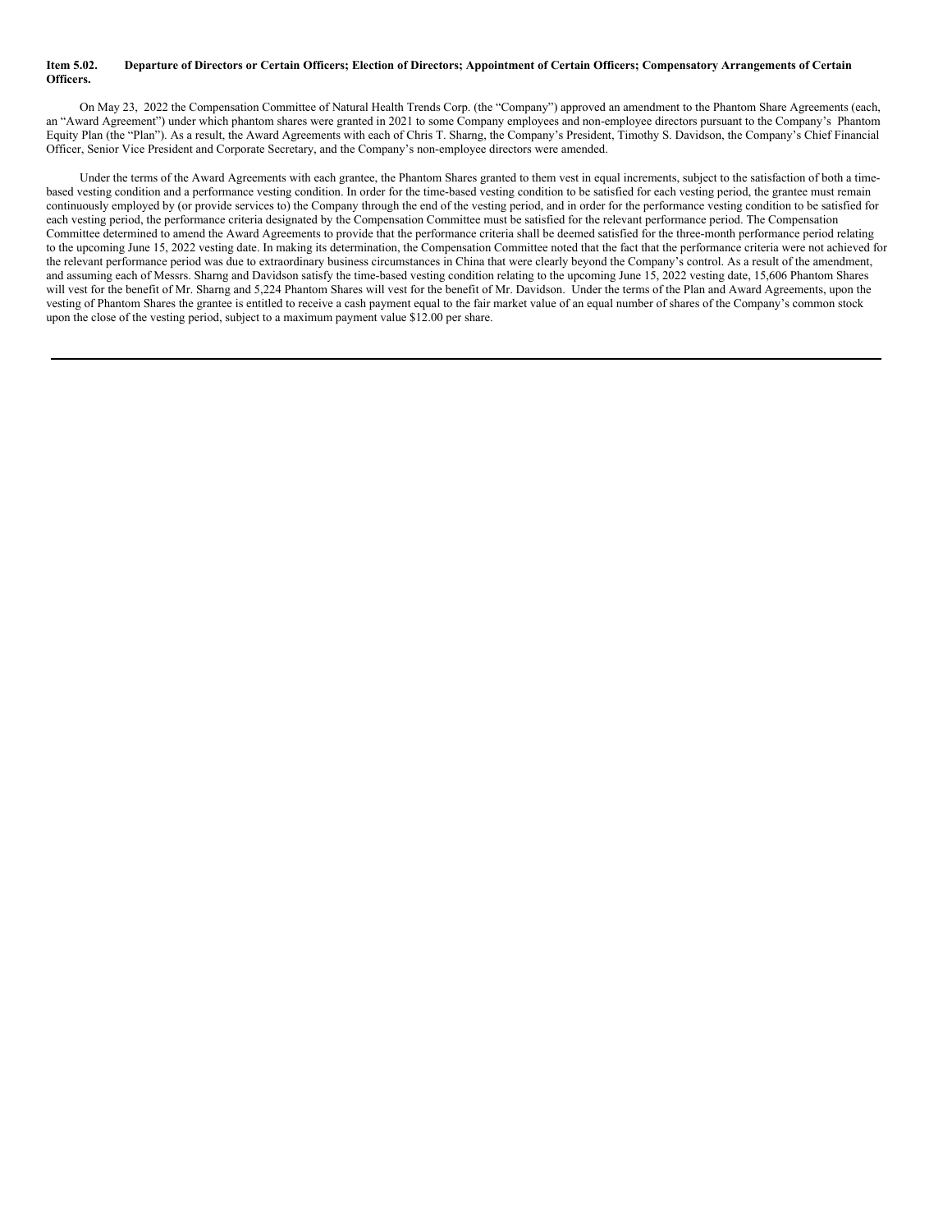**Item 5.02. Departure of Directors or Certain Officers; Election of Directors; Appointment of Certain Officers; Compensatory Arrangements of Certain Officers.**

On May 23, 2022 the Compensation Committee of Natural Health Trends Corp. (the "Company") approved an amendment to the Phantom Share Agreements (each, an "Award Agreement") under which phantom shares were granted in 2021 to some Company employees and non-employee directors pursuant to the Company's Phantom Equity Plan (the "Plan"). As a result, the Award Agreements with each of Chris T. Sharng, the Company's President, Timothy S. Davidson, the Company's Chief Financial Officer, Senior Vice President and Corporate Secretary, and the Company's non-employee directors were amended.

Under the terms of the Award Agreements with each grantee, the Phantom Shares granted to them vest in equal increments, subject to the satisfaction of both a time-based vesting condition and a performance vesting condition. In order for the time-based vesting condition to be satisfied for each vesting period, the grantee must remain continuously employed by (or provide services to) the Company through the end of the vesting period, and in order for the performance vesting condition to be satisfied for each vesting period, the performance criteria designated by the Compensation Committee must be satisfied for the relevant performance period. The Compensation Committee determined to amend the Award Agreements to provide that the performance criteria shall be deemed satisfied for the three-month performance period relating to the upcoming June 15, 2022 vesting date. In making its determination, the Compensation Committee noted that the fact that the performance criteria were not achieved for the relevant performance period was due to extraordinary business circumstances in China that were clearly beyond the Company's control. As a result of the amendment, and assuming each of Messrs. Sharng and Davidson satisfy the time-based vesting condition relating to the upcoming June 15, 2022 vesting date, 15,606 Phantom Shares will vest for the benefit of Mr. Sharng and 5,224 Phantom Shares will vest for the benefit of Mr. Davidson. Under the terms of the Plan and Award Agreements, upon the vesting of Phantom Shares the grantee is entitled to receive a cash payment equal to the fair market value of an equal number of shares of the Company's common stock upon the close of the vesting period, subject to a maximum payment value $12.00 per share.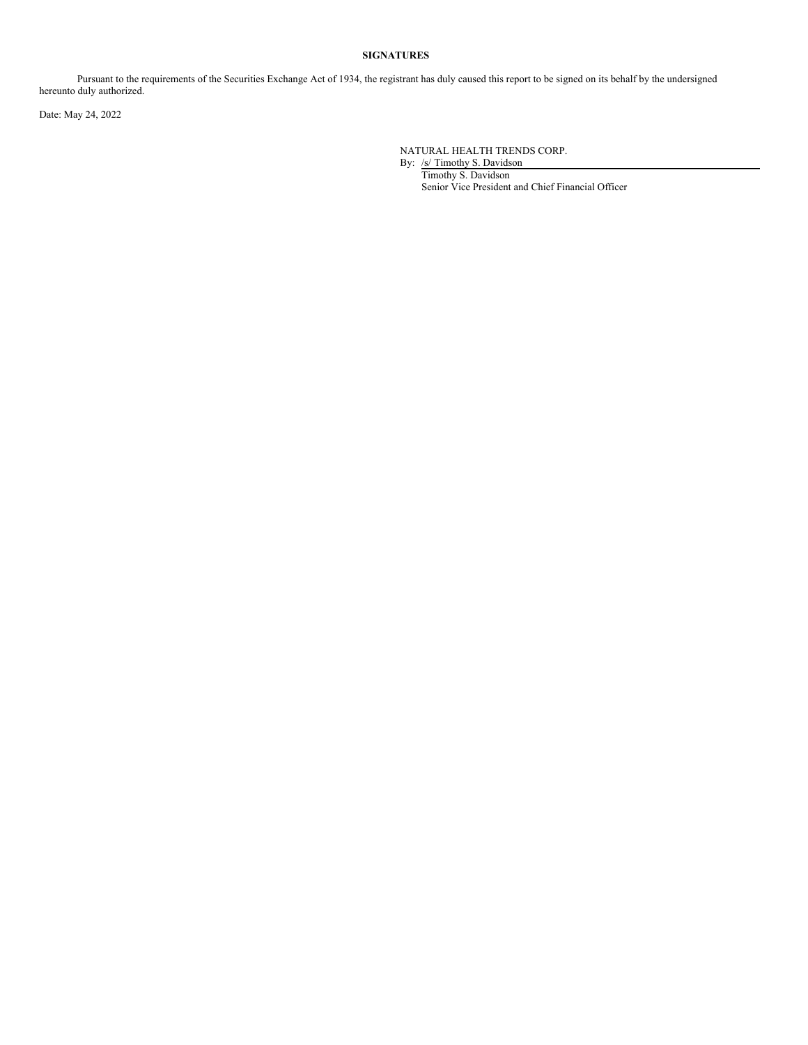**SIGNATURES**

Pursuant to the requirements of the Securities Exchange Act of 1934, the registrant has duly caused this report to be signed on its behalf by the undersigned hereunto duly authorized.

Date: May 24, 2022

NATURAL HEALTH TRENDS CORP.

By: /s/ Timothy S. Davidson

Timothy S. Davidson

Senior Vice President and Chief Financial Officer